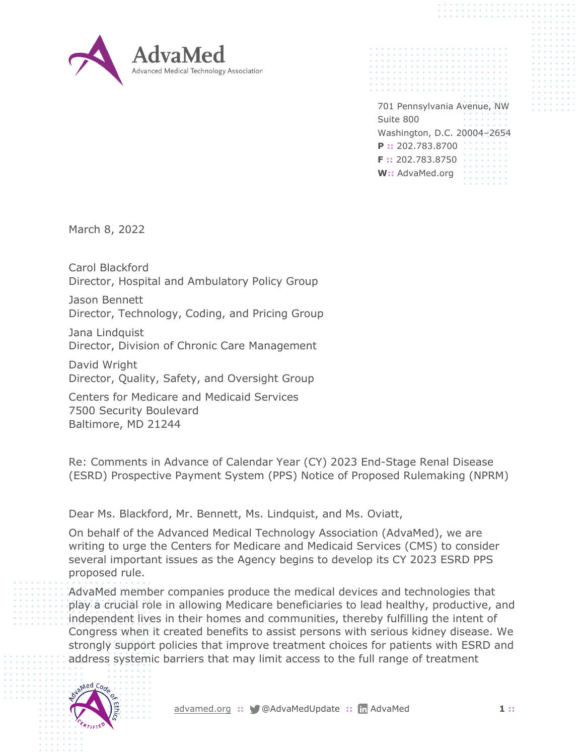**AdvaMed**
Advanced Medical Technology Association

701 Pennsylvania Avenue, NW
Suite 800
Washington, D.C. 20004–2654
**P ::** 202.783.8700
**F ::** 202.783.8750
**W::** AdvaMed.org

March 8, 2022

Carol Blackford
Director, Hospital and Ambulatory Policy Group

Jason Bennett
Director, Technology, Coding, and Pricing Group

Jana Lindquist
Director, Division of Chronic Care Management

David Wright
Director, Quality, Safety, and Oversight Group

Centers for Medicare and Medicaid Services
7500 Security Boulevard
Baltimore, MD 21244

Re: Comments in Advance of Calendar Year (CY) 2023 End-Stage Renal Disease (ESRD) Prospective Payment System (PPS) Notice of Proposed Rulemaking (NPRM)

Dear Ms. Blackford, Mr. Bennett, Ms. Lindquist, and Ms. Oviatt,

On behalf of the Advanced Medical Technology Association (AdvaMed), we are writing to urge the Centers for Medicare and Medicaid Services (CMS) to consider several important issues as the Agency begins to develop its CY 2023 ESRD PPS proposed rule.

AdvaMed member companies produce the medical devices and technologies that play a crucial role in allowing Medicare beneficiaries to lead healthy, productive, and independent lives in their homes and communities, thereby fulfilling the intent of Congress when it created benefits to assist persons with serious kidney disease. We strongly support policies that improve treatment choices for patients with ESRD and address systemic barriers that may limit access to the full range of treatment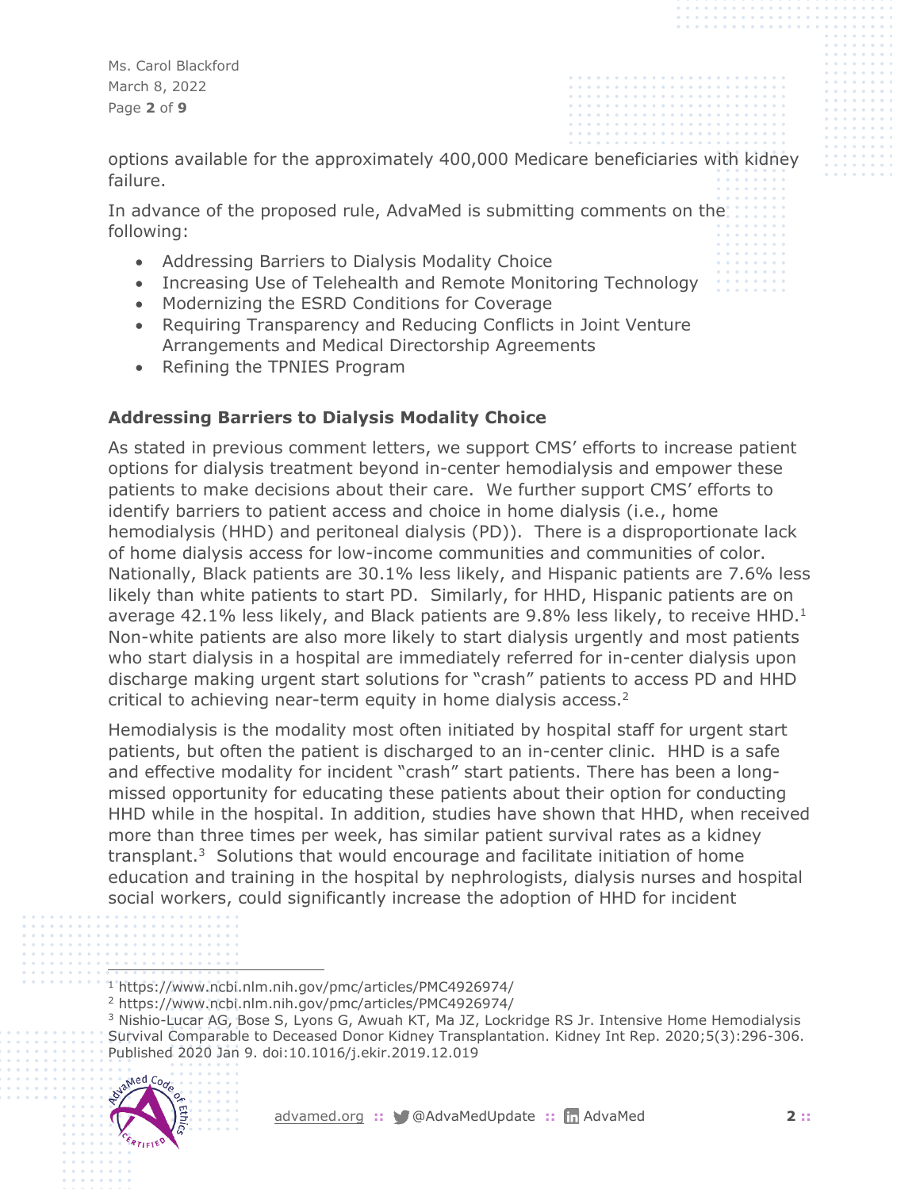options available for the approximately 400,000 Medicare beneficiaries with kidney failure.

In advance of the proposed rule, AdvaMed is submitting comments on the following:

- Addressing Barriers to Dialysis Modality Choice
- Increasing Use of Telehealth and Remote Monitoring Technology
- Modernizing the ESRD Conditions for Coverage
- Requiring Transparency and Reducing Conflicts in Joint Venture Arrangements and Medical Directorship Agreements
- Refining the TPNIES Program

**Addressing Barriers to Dialysis Modality Choice**

As stated in previous comment letters, we support CMS' efforts to increase patient options for dialysis treatment beyond in-center hemodialysis and empower these patients to make decisions about their care. We further support CMS' efforts to identify barriers to patient access and choice in home dialysis (i.e., home hemodialysis (HHD) and peritoneal dialysis (PD)). There is a disproportionate lack of home dialysis access for low-income communities and communities of color. Nationally, Black patients are 30.1% less likely, and Hispanic patients are 7.6% less likely than white patients to start PD. Similarly, for HHD, Hispanic patients are on average 42.1% less likely, and Black patients are 9.8% less likely, to receive HHD.[1] Non-white patients are also more likely to start dialysis urgently and most patients who start dialysis in a hospital are immediately referred for in-center dialysis upon discharge making urgent start solutions for "crash" patients to access PD and HHD critical to achieving near-term equity in home dialysis access.[2]

Hemodialysis is the modality most often initiated by hospital staff for urgent start patients, but often the patient is discharged to an in-center clinic. HHD is a safe and effective modality for incident "crash" start patients. There has been a long-missed opportunity for educating these patients about their option for conducting HHD while in the hospital. In addition, studies have shown that HHD, when received more than three times per week, has similar patient survival rates as a kidney transplant.[3] Solutions that would encourage and facilitate initiation of home education and training in the hospital by nephrologists, dialysis nurses and hospital social workers, could significantly increase the adoption of HHD for incident

[1] https://www.ncbi.nlm.nih.gov/pmc/articles/PMC4926974/

[2] https://www.ncbi.nlm.nih.gov/pmc/articles/PMC4926974/

[3] Nishio-Lucar AG, Bose S, Lyons G, Awuah KT, Ma JZ, Lockridge RS Jr. Intensive Home Hemodialysis Survival Comparable to Deceased Donor Kidney Transplantation. Kidney Int Rep. 2020;5(3):296-306. Published 2020 Jan 9. doi:10.1016/j.ekir.2019.12.019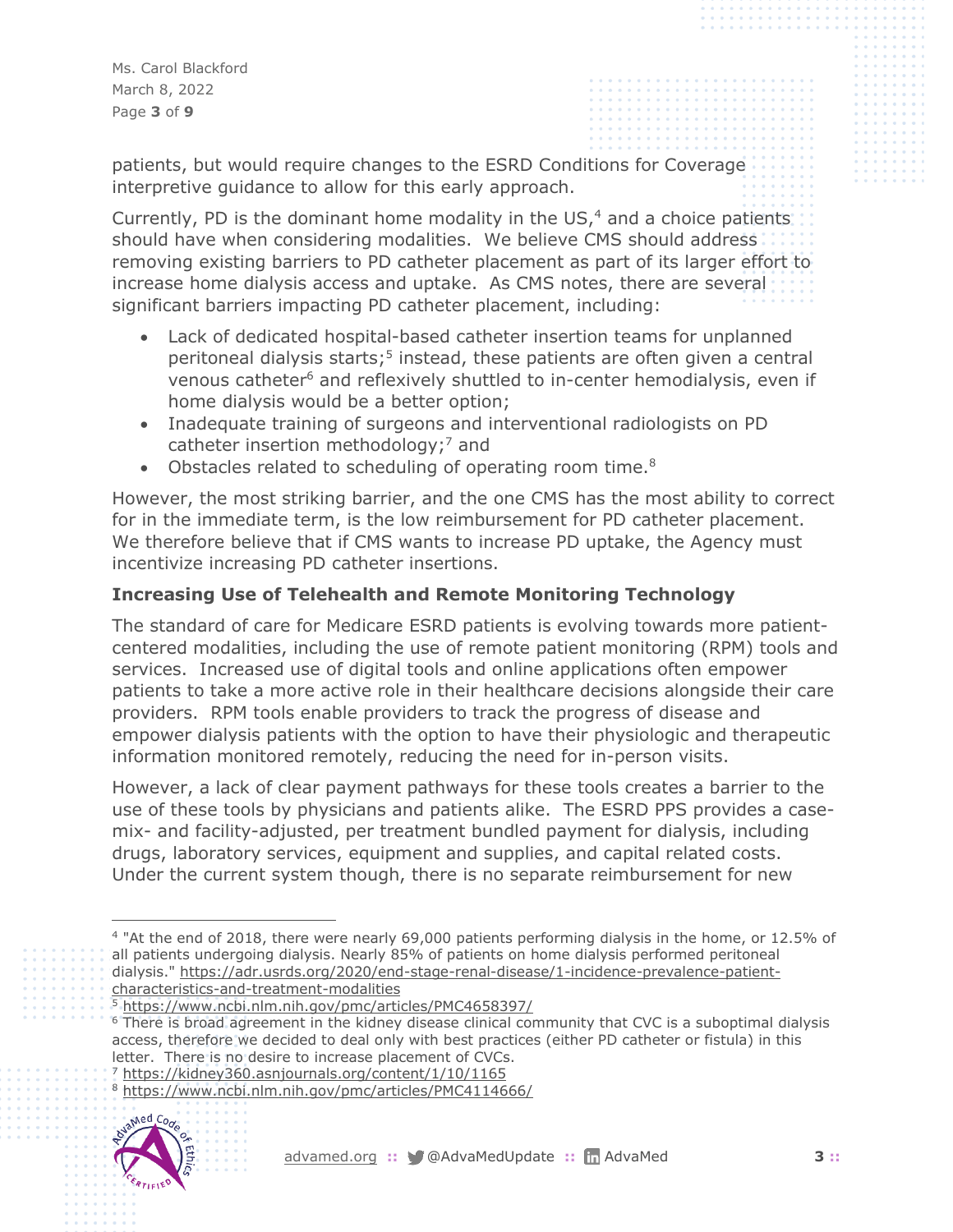patients, but would require changes to the ESRD Conditions for Coverage interpretive guidance to allow for this early approach.

Currently, PD is the dominant home modality in the US,[4] and a choice patients should have when considering modalities. We believe CMS should address removing existing barriers to PD catheter placement as part of its larger effort to increase home dialysis access and uptake. As CMS notes, there are several significant barriers impacting PD catheter placement, including:

- Lack of dedicated hospital-based catheter insertion teams for unplanned peritoneal dialysis starts;[5] instead, these patients are often given a central venous catheter[6] and reflexively shuttled to in-center hemodialysis, even if home dialysis would be a better option;
- Inadequate training of surgeons and interventional radiologists on PD catheter insertion methodology;[7] and
- Obstacles related to scheduling of operating room time.[8]

However, the most striking barrier, and the one CMS has the most ability to correct for in the immediate term, is the low reimbursement for PD catheter placement. We therefore believe that if CMS wants to increase PD uptake, the Agency must incentivize increasing PD catheter insertions.

**Increasing Use of Telehealth and Remote Monitoring Technology**

The standard of care for Medicare ESRD patients is evolving towards more patient-centered modalities, including the use of remote patient monitoring (RPM) tools and services. Increased use of digital tools and online applications often empower patients to take a more active role in their healthcare decisions alongside their care providers. RPM tools enable providers to track the progress of disease and empower dialysis patients with the option to have their physiologic and therapeutic information monitored remotely, reducing the need for in-person visits.

However, a lack of clear payment pathways for these tools creates a barrier to the use of these tools by physicians and patients alike. The ESRD PPS provides a case-mix- and facility-adjusted, per treatment bundled payment for dialysis, including drugs, laboratory services, equipment and supplies, and capital related costs. Under the current system though, there is no separate reimbursement for new

---

[4] "At the end of 2018, there were nearly 69,000 patients performing dialysis in the home, or 12.5% of all patients undergoing dialysis. Nearly 85% of patients on home dialysis performed peritoneal dialysis." https://adr.usrds.org/2020/end-stage-renal-disease/1-incidence-prevalence-patient-characteristics-and-treatment-modalities

[5] https://www.ncbi.nlm.nih.gov/pmc/articles/PMC4658397/

[6] There is broad agreement in the kidney disease clinical community that CVC is a suboptimal dialysis access, therefore we decided to deal only with best practices (either PD catheter or fistula) in this letter. There is no desire to increase placement of CVCs.

[7] https://kidney360.asnjournals.org/content/1/10/1165

[8] https://www.ncbi.nlm.nih.gov/pmc/articles/PMC4114666/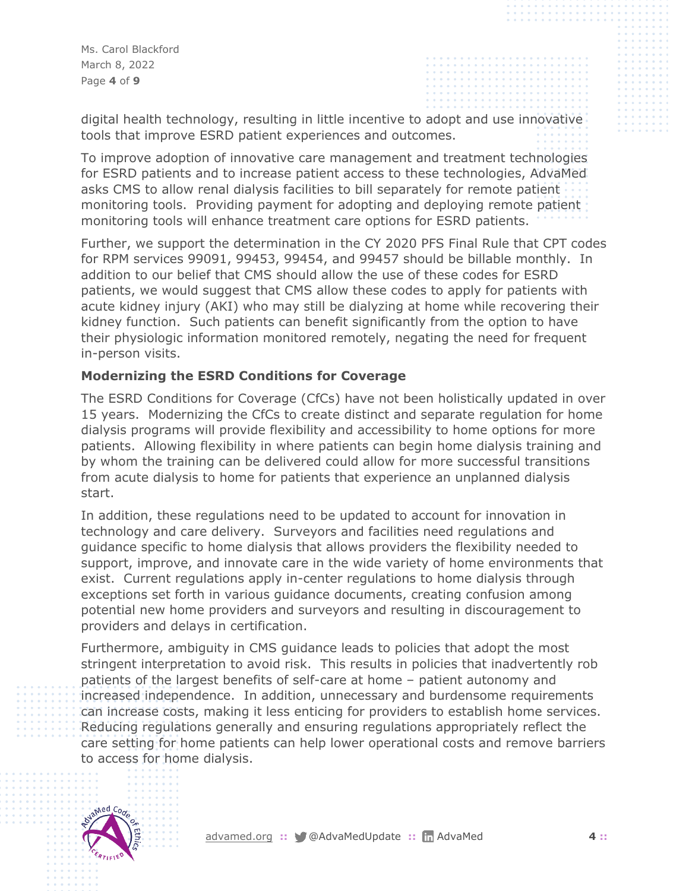digital health technology, resulting in little incentive to adopt and use innovative tools that improve ESRD patient experiences and outcomes.

To improve adoption of innovative care management and treatment technologies for ESRD patients and to increase patient access to these technologies, AdvaMed asks CMS to allow renal dialysis facilities to bill separately for remote patient monitoring tools. Providing payment for adopting and deploying remote patient monitoring tools will enhance treatment care options for ESRD patients.

Further, we support the determination in the CY 2020 PFS Final Rule that CPT codes for RPM services 99091, 99453, 99454, and 99457 should be billable monthly. In addition to our belief that CMS should allow the use of these codes for ESRD patients, we would suggest that CMS allow these codes to apply for patients with acute kidney injury (AKI) who may still be dialyzing at home while recovering their kidney function. Such patients can benefit significantly from the option to have their physiologic information monitored remotely, negating the need for frequent in-person visits.

**Modernizing the ESRD Conditions for Coverage**

The ESRD Conditions for Coverage (CfCs) have not been holistically updated in over 15 years. Modernizing the CfCs to create distinct and separate regulation for home dialysis programs will provide flexibility and accessibility to home options for more patients. Allowing flexibility in where patients can begin home dialysis training and by whom the training can be delivered could allow for more successful transitions from acute dialysis to home for patients that experience an unplanned dialysis start.

In addition, these regulations need to be updated to account for innovation in technology and care delivery. Surveyors and facilities need regulations and guidance specific to home dialysis that allows providers the flexibility needed to support, improve, and innovate care in the wide variety of home environments that exist. Current regulations apply in-center regulations to home dialysis through exceptions set forth in various guidance documents, creating confusion among potential new home providers and surveyors and resulting in discouragement to providers and delays in certification.

Furthermore, ambiguity in CMS guidance leads to policies that adopt the most stringent interpretation to avoid risk. This results in policies that inadvertently rob patients of the largest benefits of self-care at home – patient autonomy and increased independence. In addition, unnecessary and burdensome requirements can increase costs, making it less enticing for providers to establish home services. Reducing regulations generally and ensuring regulations appropriately reflect the care setting for home patients can help lower operational costs and remove barriers to access for home dialysis.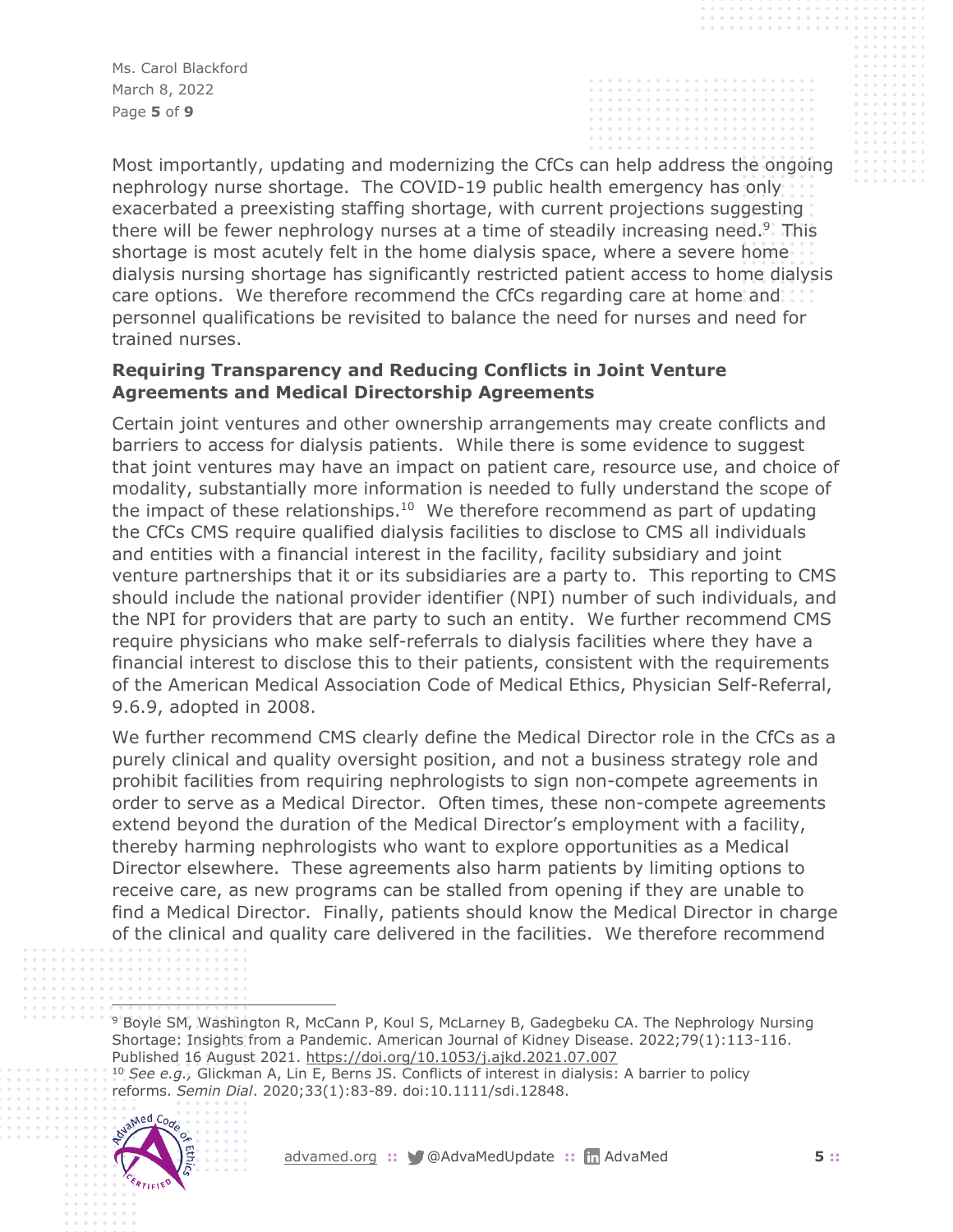Most importantly, updating and modernizing the CfCs can help address the ongoing nephrology nurse shortage. The COVID-19 public health emergency has only exacerbated a preexisting staffing shortage, with current projections suggesting there will be fewer nephrology nurses at a time of steadily increasing need.[9] This shortage is most acutely felt in the home dialysis space, where a severe home dialysis nursing shortage has significantly restricted patient access to home dialysis care options. We therefore recommend the CfCs regarding care at home and personnel qualifications be revisited to balance the need for nurses and need for trained nurses.

**Requiring Transparency and Reducing Conflicts in Joint Venture Agreements and Medical Directorship Agreements**

Certain joint ventures and other ownership arrangements may create conflicts and barriers to access for dialysis patients. While there is some evidence to suggest that joint ventures may have an impact on patient care, resource use, and choice of modality, substantially more information is needed to fully understand the scope of the impact of these relationships.[10] We therefore recommend as part of updating the CfCs CMS require qualified dialysis facilities to disclose to CMS all individuals and entities with a financial interest in the facility, facility subsidiary and joint venture partnerships that it or its subsidiaries are a party to. This reporting to CMS should include the national provider identifier (NPI) number of such individuals, and the NPI for providers that are party to such an entity. We further recommend CMS require physicians who make self-referrals to dialysis facilities where they have a financial interest to disclose this to their patients, consistent with the requirements of the American Medical Association Code of Medical Ethics, Physician Self-Referral, 9.6.9, adopted in 2008.

We further recommend CMS clearly define the Medical Director role in the CfCs as a purely clinical and quality oversight position, and not a business strategy role and prohibit facilities from requiring nephrologists to sign non-compete agreements in order to serve as a Medical Director. Often times, these non-compete agreements extend beyond the duration of the Medical Director's employment with a facility, thereby harming nephrologists who want to explore opportunities as a Medical Director elsewhere. These agreements also harm patients by limiting options to receive care, as new programs can be stalled from opening if they are unable to find a Medical Director. Finally, patients should know the Medical Director in charge of the clinical and quality care delivered in the facilities. We therefore recommend

---

[9] Boyle SM, Washington R, McCann P, Koul S, McLarney B, Gadegbeku CA. The Nephrology Nursing Shortage: Insights from a Pandemic. American Journal of Kidney Disease. 2022;79(1):113-116. Published 16 August 2021. https://doi.org/10.1053/j.ajkd.2021.07.007

[10] *See e.g.,* Glickman A, Lin E, Berns JS. Conflicts of interest in dialysis: A barrier to policy reforms. *Semin Dial*. 2020;33(1):83-89. doi:10.1111/sdi.12848.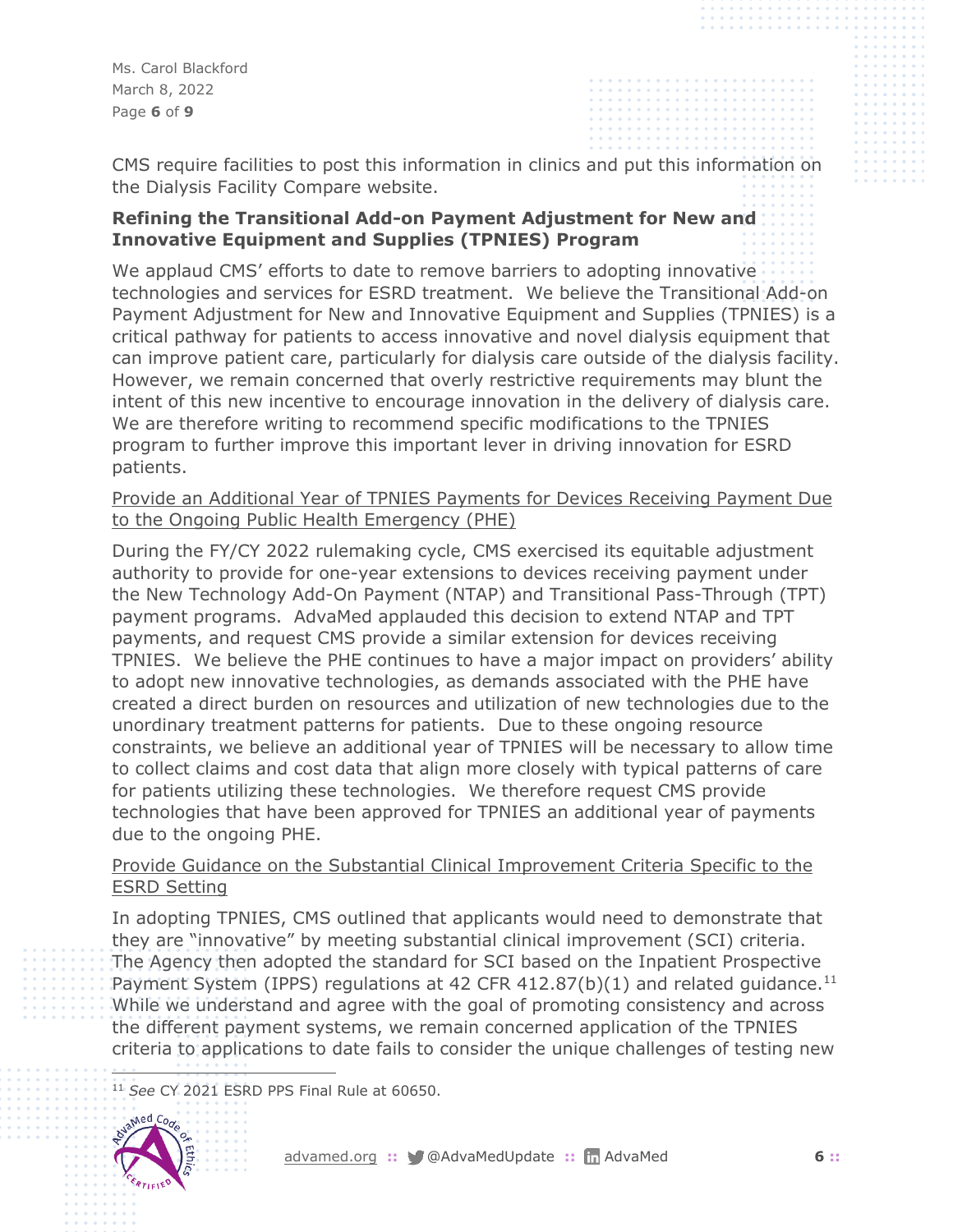CMS require facilities to post this information in clinics and put this information on the Dialysis Facility Compare website.

**Refining the Transitional Add-on Payment Adjustment for New and Innovative Equipment and Supplies (TPNIES) Program**

We applaud CMS' efforts to date to remove barriers to adopting innovative technologies and services for ESRD treatment. We believe the Transitional Add-on Payment Adjustment for New and Innovative Equipment and Supplies (TPNIES) is a critical pathway for patients to access innovative and novel dialysis equipment that can improve patient care, particularly for dialysis care outside of the dialysis facility. However, we remain concerned that overly restrictive requirements may blunt the intent of this new incentive to encourage innovation in the delivery of dialysis care. We are therefore writing to recommend specific modifications to the TPNIES program to further improve this important lever in driving innovation for ESRD patients.

<u>Provide an Additional Year of TPNIES Payments for Devices Receiving Payment Due to the Ongoing Public Health Emergency (PHE)</u>

During the FY/CY 2022 rulemaking cycle, CMS exercised its equitable adjustment authority to provide for one-year extensions to devices receiving payment under the New Technology Add-On Payment (NTAP) and Transitional Pass-Through (TPT) payment programs. AdvaMed applauded this decision to extend NTAP and TPT payments, and request CMS provide a similar extension for devices receiving TPNIES. We believe the PHE continues to have a major impact on providers' ability to adopt new innovative technologies, as demands associated with the PHE have created a direct burden on resources and utilization of new technologies due to the unordinary treatment patterns for patients. Due to these ongoing resource constraints, we believe an additional year of TPNIES will be necessary to allow time to collect claims and cost data that align more closely with typical patterns of care for patients utilizing these technologies. We therefore request CMS provide technologies that have been approved for TPNIES an additional year of payments due to the ongoing PHE.

<u>Provide Guidance on the Substantial Clinical Improvement Criteria Specific to the ESRD Setting</u>

In adopting TPNIES, CMS outlined that applicants would need to demonstrate that they are "innovative" by meeting substantial clinical improvement (SCI) criteria. The Agency then adopted the standard for SCI based on the Inpatient Prospective Payment System (IPPS) regulations at 42 CFR 412.87(b)(1) and related guidance.[11] While we understand and agree with the goal of promoting consistency and across the different payment systems, we remain concerned application of the TPNIES criteria to applications to date fails to consider the unique challenges of testing new

[11] *See* CY 2021 ESRD PPS Final Rule at 60650.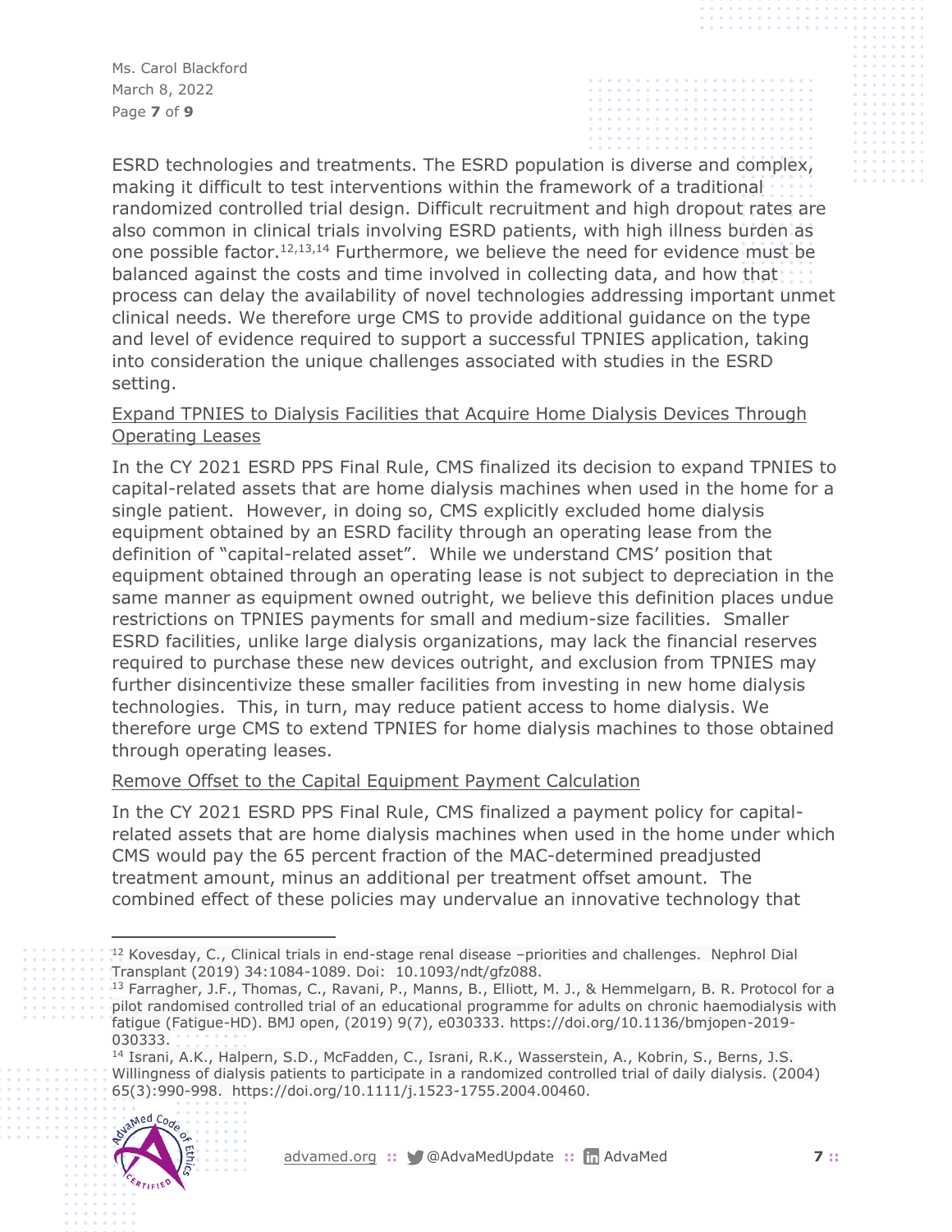ESRD technologies and treatments. The ESRD population is diverse and complex, making it difficult to test interventions within the framework of a traditional randomized controlled trial design. Difficult recruitment and high dropout rates are also common in clinical trials involving ESRD patients, with high illness burden as one possible factor.[12,13,14] Furthermore, we believe the need for evidence must be balanced against the costs and time involved in collecting data, and how that process can delay the availability of novel technologies addressing important unmet clinical needs. We therefore urge CMS to provide additional guidance on the type and level of evidence required to support a successful TPNIES application, taking into consideration the unique challenges associated with studies in the ESRD setting.

<u>Expand TPNIES to Dialysis Facilities that Acquire Home Dialysis Devices Through Operating Leases</u>

In the CY 2021 ESRD PPS Final Rule, CMS finalized its decision to expand TPNIES to capital-related assets that are home dialysis machines when used in the home for a single patient. However, in doing so, CMS explicitly excluded home dialysis equipment obtained by an ESRD facility through an operating lease from the definition of "capital-related asset". While we understand CMS' position that equipment obtained through an operating lease is not subject to depreciation in the same manner as equipment owned outright, we believe this definition places undue restrictions on TPNIES payments for small and medium-size facilities. Smaller ESRD facilities, unlike large dialysis organizations, may lack the financial reserves required to purchase these new devices outright, and exclusion from TPNIES may further disincentivize these smaller facilities from investing in new home dialysis technologies. This, in turn, may reduce patient access to home dialysis. We therefore urge CMS to extend TPNIES for home dialysis machines to those obtained through operating leases.

<u>Remove Offset to the Capital Equipment Payment Calculation</u>

In the CY 2021 ESRD PPS Final Rule, CMS finalized a payment policy for capital-related assets that are home dialysis machines when used in the home under which CMS would pay the 65 percent fraction of the MAC-determined preadjusted treatment amount, minus an additional per treatment offset amount. The combined effect of these policies may undervalue an innovative technology that

---

[12] Kovesday, C., Clinical trials in end-stage renal disease –priorities and challenges. Nephrol Dial Transplant (2019) 34:1084-1089. Doi: 10.1093/ndt/gfz088.

[13] Farragher, J.F., Thomas, C., Ravani, P., Manns, B., Elliott, M. J., & Hemmelgarn, B. R. Protocol for a pilot randomised controlled trial of an educational programme for adults on chronic haemodialysis with fatigue (Fatigue-HD). BMJ open, (2019) 9(7), e030333. https://doi.org/10.1136/bmjopen-2019-030333.

[14] Israni, A.K., Halpern, S.D., McFadden, C., Israni, R.K., Wasserstein, A., Kobrin, S., Berns, J.S. Willingness of dialysis patients to participate in a randomized controlled trial of daily dialysis. (2004) 65(3):990-998. https://doi.org/10.1111/j.1523-1755.2004.00460.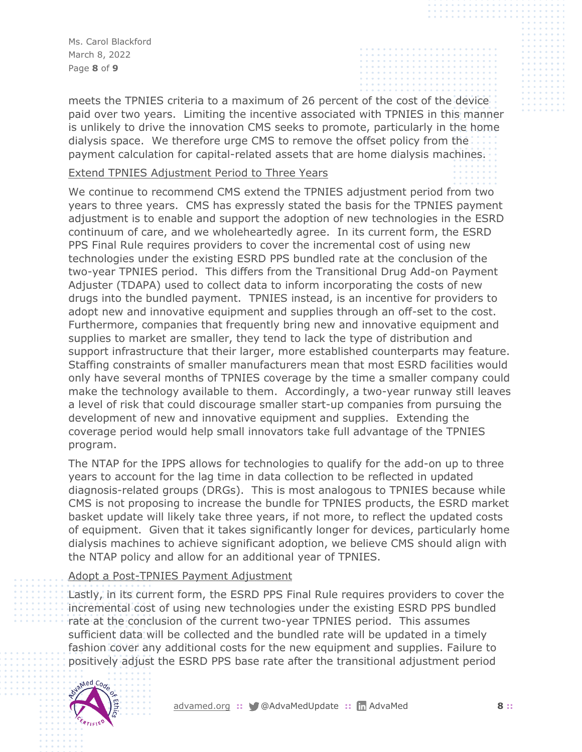meets the TPNIES criteria to a maximum of 26 percent of the cost of the device paid over two years. Limiting the incentive associated with TPNIES in this manner is unlikely to drive the innovation CMS seeks to promote, particularly in the home dialysis space. We therefore urge CMS to remove the offset policy from the payment calculation for capital-related assets that are home dialysis machines.

Extend TPNIES Adjustment Period to Three Years

We continue to recommend CMS extend the TPNIES adjustment period from two years to three years. CMS has expressly stated the basis for the TPNIES payment adjustment is to enable and support the adoption of new technologies in the ESRD continuum of care, and we wholeheartedly agree. In its current form, the ESRD PPS Final Rule requires providers to cover the incremental cost of using new technologies under the existing ESRD PPS bundled rate at the conclusion of the two-year TPNIES period. This differs from the Transitional Drug Add-on Payment Adjuster (TDAPA) used to collect data to inform incorporating the costs of new drugs into the bundled payment. TPNIES instead, is an incentive for providers to adopt new and innovative equipment and supplies through an off-set to the cost. Furthermore, companies that frequently bring new and innovative equipment and supplies to market are smaller, they tend to lack the type of distribution and support infrastructure that their larger, more established counterparts may feature. Staffing constraints of smaller manufacturers mean that most ESRD facilities would only have several months of TPNIES coverage by the time a smaller company could make the technology available to them. Accordingly, a two-year runway still leaves a level of risk that could discourage smaller start-up companies from pursuing the development of new and innovative equipment and supplies. Extending the coverage period would help small innovators take full advantage of the TPNIES program.

The NTAP for the IPPS allows for technologies to qualify for the add-on up to three years to account for the lag time in data collection to be reflected in updated diagnosis-related groups (DRGs). This is most analogous to TPNIES because while CMS is not proposing to increase the bundle for TPNIES products, the ESRD market basket update will likely take three years, if not more, to reflect the updated costs of equipment. Given that it takes significantly longer for devices, particularly home dialysis machines to achieve significant adoption, we believe CMS should align with the NTAP policy and allow for an additional year of TPNIES.

Adopt a Post-TPNIES Payment Adjustment

Lastly, in its current form, the ESRD PPS Final Rule requires providers to cover the incremental cost of using new technologies under the existing ESRD PPS bundled rate at the conclusion of the current two-year TPNIES period. This assumes sufficient data will be collected and the bundled rate will be updated in a timely fashion cover any additional costs for the new equipment and supplies. Failure to positively adjust the ESRD PPS base rate after the transitional adjustment period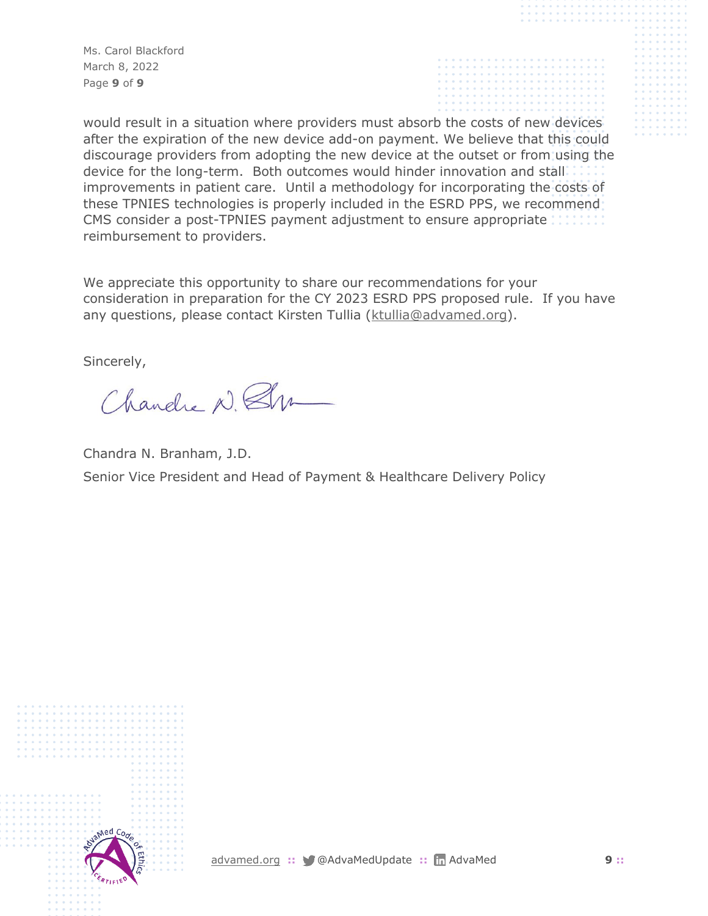would result in a situation where providers must absorb the costs of new devices after the expiration of the new device add-on payment. We believe that this could discourage providers from adopting the new device at the outset or from using the device for the long-term. Both outcomes would hinder innovation and stall improvements in patient care. Until a methodology for incorporating the costs of these TPNIES technologies is properly included in the ESRD PPS, we recommend CMS consider a post-TPNIES payment adjustment to ensure appropriate reimbursement to providers.

We appreciate this opportunity to share our recommendations for your consideration in preparation for the CY 2023 ESRD PPS proposed rule. If you have any questions, please contact Kirsten Tullia (ktullia@advamed.org).

Sincerely,

Chandra N. Branham, J.D.

Senior Vice President and Head of Payment & Healthcare Delivery Policy